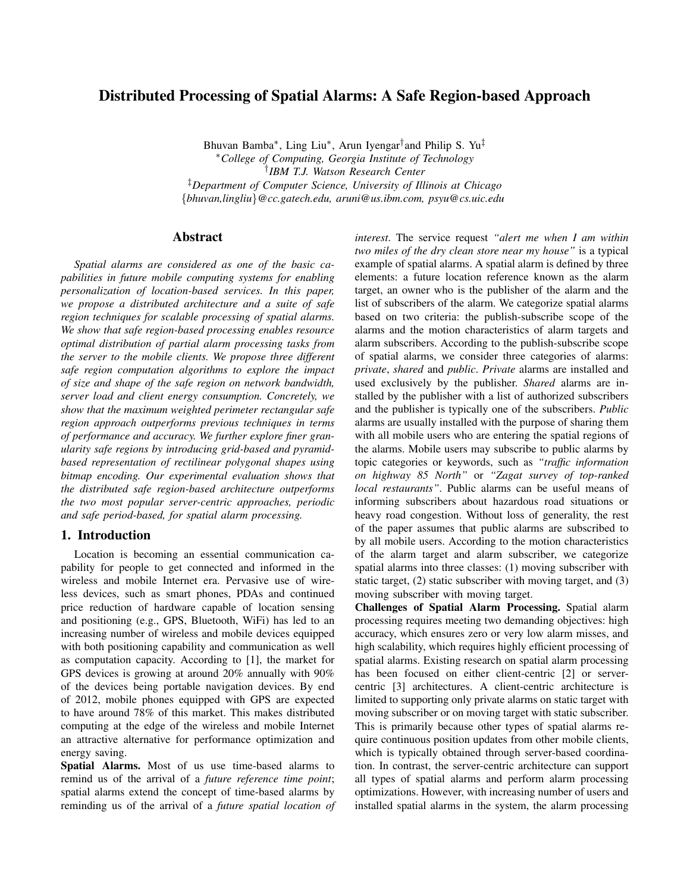# Distributed Processing of Spatial Alarms: A Safe Region-based Approach

Bhuvan Bamba[*], Ling Liu[*], Arun Iyengar[†] and Philip S. Yu[‡]

[*]*College of Computing, Georgia Institute of Technology*

[†]*IBM T.J. Watson Research Center*

[‡]*Department of Computer Science, University of Illinois at Chicago*

{*bhuvan,lingliu*}*@cc.gatech.edu, aruni@us.ibm.com, psyu@cs.uic.edu*

## Abstract

*Spatial alarms are considered as one of the basic capabilities in future mobile computing systems for enabling personalization of location-based services. In this paper, we propose a distributed architecture and a suite of safe region techniques for scalable processing of spatial alarms. We show that safe region-based processing enables resource optimal distribution of partial alarm processing tasks from the server to the mobile clients. We propose three different safe region computation algorithms to explore the impact of size and shape of the safe region on network bandwidth, server load and client energy consumption. Concretely, we show that the maximum weighted perimeter rectangular safe region approach outperforms previous techniques in terms of performance and accuracy. We further explore finer granularity safe regions by introducing grid-based and pyramid-based representation of rectilinear polygonal shapes using bitmap encoding. Our experimental evaluation shows that the distributed safe region-based architecture outperforms the two most popular server-centric approaches, periodic and safe period-based, for spatial alarm processing.*

## 1. Introduction

Location is becoming an essential communication capability for people to get connected and informed in the wireless and mobile Internet era. Pervasive use of wireless devices, such as smart phones, PDAs and continued price reduction of hardware capable of location sensing and positioning (e.g., GPS, Bluetooth, WiFi) has led to an increasing number of wireless and mobile devices equipped with both positioning capability and communication as well as computation capacity. According to [1], the market for GPS devices is growing at around 20% annually with 90% of the devices being portable navigation devices. By end of 2012, mobile phones equipped with GPS are expected to have around 78% of this market. This makes distributed computing at the edge of the wireless and mobile Internet an attractive alternative for performance optimization and energy saving.

**Spatial Alarms.** Most of us use time-based alarms to remind us of the arrival of a *future reference time point*; spatial alarms extend the concept of time-based alarms by reminding us of the arrival of a *future spatial location of interest*. The service request *"alert me when I am within two miles of the dry clean store near my house"* is a typical example of spatial alarms. A spatial alarm is defined by three elements: a future location reference known as the alarm target, an owner who is the publisher of the alarm and the list of subscribers of the alarm. We categorize spatial alarms based on two criteria: the publish-subscribe scope of the alarms and the motion characteristics of alarm targets and alarm subscribers. According to the publish-subscribe scope of spatial alarms, we consider three categories of alarms: *private*, *shared* and *public*. *Private* alarms are installed and used exclusively by the publisher. *Shared* alarms are installed by the publisher with a list of authorized subscribers and the publisher is typically one of the subscribers. *Public* alarms are usually installed with the purpose of sharing them with all mobile users who are entering the spatial regions of the alarms. Mobile users may subscribe to public alarms by topic categories or keywords, such as *"traffic information on highway 85 North"* or *"Zagat survey of top-ranked local restaurants"*. Public alarms can be useful means of informing subscribers about hazardous road situations or heavy road congestion. Without loss of generality, the rest of the paper assumes that public alarms are subscribed to by all mobile users. According to the motion characteristics of the alarm target and alarm subscriber, we categorize spatial alarms into three classes: (1) moving subscriber with static target, (2) static subscriber with moving target, and (3) moving subscriber with moving target.

**Challenges of Spatial Alarm Processing.** Spatial alarm processing requires meeting two demanding objectives: high accuracy, which ensures zero or very low alarm misses, and high scalability, which requires highly efficient processing of spatial alarms. Existing research on spatial alarm processing has been focused on either client-centric [2] or server-centric [3] architectures. A client-centric architecture is limited to supporting only private alarms on static target with moving subscriber or on moving target with static subscriber. This is primarily because other types of spatial alarms require continuous position updates from other mobile clients, which is typically obtained through server-based coordination. In contrast, the server-centric architecture can support all types of spatial alarms and perform alarm processing optimizations. However, with increasing number of users and installed spatial alarms in the system, the alarm processing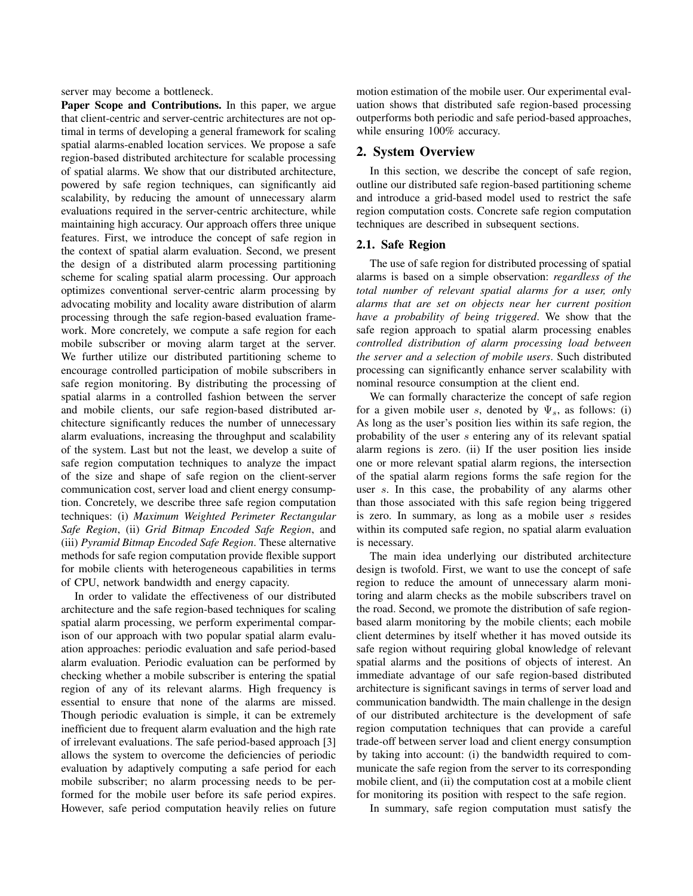server may become a bottleneck.

**Paper Scope and Contributions.** In this paper, we argue that client-centric and server-centric architectures are not optimal in terms of developing a general framework for scaling spatial alarms-enabled location services. We propose a safe region-based distributed architecture for scalable processing of spatial alarms. We show that our distributed architecture, powered by safe region techniques, can significantly aid scalability, by reducing the amount of unnecessary alarm evaluations required in the server-centric architecture, while maintaining high accuracy. Our approach offers three unique features. First, we introduce the concept of safe region in the context of spatial alarm evaluation. Second, we present the design of a distributed alarm processing partitioning scheme for scaling spatial alarm processing. Our approach optimizes conventional server-centric alarm processing by advocating mobility and locality aware distribution of alarm processing through the safe region-based evaluation framework. More concretely, we compute a safe region for each mobile subscriber or moving alarm target at the server. We further utilize our distributed partitioning scheme to encourage controlled participation of mobile subscribers in safe region monitoring. By distributing the processing of spatial alarms in a controlled fashion between the server and mobile clients, our safe region-based distributed architecture significantly reduces the number of unnecessary alarm evaluations, increasing the throughput and scalability of the system. Last but not the least, we develop a suite of safe region computation techniques to analyze the impact of the size and shape of safe region on the client-server communication cost, server load and client energy consumption. Concretely, we describe three safe region computation techniques: (i) *Maximum Weighted Perimeter Rectangular Safe Region*, (ii) *Grid Bitmap Encoded Safe Region*, and (iii) *Pyramid Bitmap Encoded Safe Region*. These alternative methods for safe region computation provide flexible support for mobile clients with heterogeneous capabilities in terms of CPU, network bandwidth and energy capacity.

In order to validate the effectiveness of our distributed architecture and the safe region-based techniques for scaling spatial alarm processing, we perform experimental comparison of our approach with two popular spatial alarm evaluation approaches: periodic evaluation and safe period-based alarm evaluation. Periodic evaluation can be performed by checking whether a mobile subscriber is entering the spatial region of any of its relevant alarms. High frequency is essential to ensure that none of the alarms are missed. Though periodic evaluation is simple, it can be extremely inefficient due to frequent alarm evaluation and the high rate of irrelevant evaluations. The safe period-based approach [3] allows the system to overcome the deficiencies of periodic evaluation by adaptively computing a safe period for each mobile subscriber; no alarm processing needs to be performed for the mobile user before its safe period expires. However, safe period computation heavily relies on future motion estimation of the mobile user. Our experimental evaluation shows that distributed safe region-based processing outperforms both periodic and safe period-based approaches, while ensuring 100% accuracy.

## 2. System Overview

In this section, we describe the concept of safe region, outline our distributed safe region-based partitioning scheme and introduce a grid-based model used to restrict the safe region computation costs. Concrete safe region computation techniques are described in subsequent sections.

### 2.1. Safe Region

The use of safe region for distributed processing of spatial alarms is based on a simple observation: *regardless of the total number of relevant spatial alarms for a user, only alarms that are set on objects near her current position have a probability of being triggered*. We show that the safe region approach to spatial alarm processing enables *controlled distribution of alarm processing load between the server and a selection of mobile users*. Such distributed processing can significantly enhance server scalability with nominal resource consumption at the client end.

We can formally characterize the concept of safe region for a given mobile user $s$, denoted by $\Psi_s$, as follows: (i) As long as the user's position lies within its safe region, the probability of the user $s$ entering any of its relevant spatial alarm regions is zero. (ii) If the user position lies inside one or more relevant spatial alarm regions, the intersection of the spatial alarm regions forms the safe region for the user $s$. In this case, the probability of any alarms other than those associated with this safe region being triggered is zero. In summary, as long as a mobile user $s$ resides within its computed safe region, no spatial alarm evaluation is necessary.

The main idea underlying our distributed architecture design is twofold. First, we want to use the concept of safe region to reduce the amount of unnecessary alarm monitoring and alarm checks as the mobile subscribers travel on the road. Second, we promote the distribution of safe region-based alarm monitoring by the mobile clients; each mobile client determines by itself whether it has moved outside its safe region without requiring global knowledge of relevant spatial alarms and the positions of objects of interest. An immediate advantage of our safe region-based distributed architecture is significant savings in terms of server load and communication bandwidth. The main challenge in the design of our distributed architecture is the development of safe region computation techniques that can provide a careful trade-off between server load and client energy consumption by taking into account: (i) the bandwidth required to communicate the safe region from the server to its corresponding mobile client, and (ii) the computation cost at a mobile client for monitoring its position with respect to the safe region.

In summary, safe region computation must satisfy the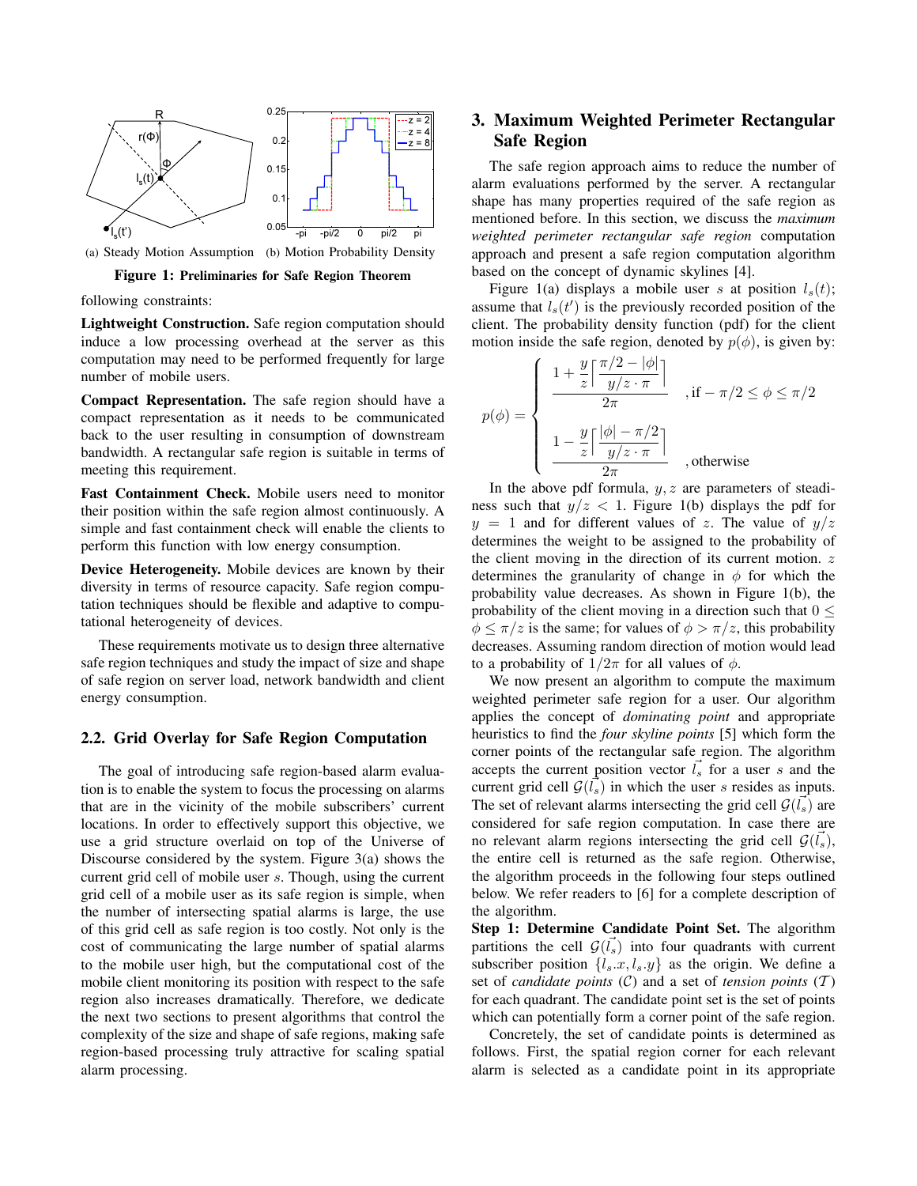(a) Steady Motion Assumption (b) Motion Probability Density

**Figure 1: Preliminaries for Safe Region Theorem**

following constraints:

**Lightweight Construction.** Safe region computation should induce a low processing overhead at the server as this computation may need to be performed frequently for large number of mobile users.

**Compact Representation.** The safe region should have a compact representation as it needs to be communicated back to the user resulting in consumption of downstream bandwidth. A rectangular safe region is suitable in terms of meeting this requirement.

**Fast Containment Check.** Mobile users need to monitor their position within the safe region almost continuously. A simple and fast containment check will enable the clients to perform this function with low energy consumption.

**Device Heterogeneity.** Mobile devices are known by their diversity in terms of resource capacity. Safe region computation techniques should be flexible and adaptive to computational heterogeneity of devices.

These requirements motivate us to design three alternative safe region techniques and study the impact of size and shape of safe region on server load, network bandwidth and client energy consumption.

## 2.2. Grid Overlay for Safe Region Computation

The goal of introducing safe region-based alarm evaluation is to enable the system to focus the processing on alarms that are in the vicinity of the mobile subscribers' current locations. In order to effectively support this objective, we use a grid structure overlaid on top of the Universe of Discourse considered by the system. Figure 3(a) shows the current grid cell of mobile user $s$. Though, using the current grid cell of a mobile user as its safe region is simple, when the number of intersecting spatial alarms is large, the use of this grid cell as safe region is too costly. Not only is the cost of communicating the large number of spatial alarms to the mobile user high, but the computational cost of the mobile client monitoring its position with respect to the safe region also increases dramatically. Therefore, we dedicate the next two sections to present algorithms that control the complexity of the size and shape of safe regions, making safe region-based processing truly attractive for scaling spatial alarm processing.

# 3. Maximum Weighted Perimeter Rectangular Safe Region

The safe region approach aims to reduce the number of alarm evaluations performed by the server. A rectangular shape has many properties required of the safe region as mentioned before. In this section, we discuss the *maximum weighted perimeter rectangular safe region* computation approach and present a safe region computation algorithm based on the concept of dynamic skylines [4].

Figure 1(a) displays a mobile user $s$ at position $l_s(t)$; assume that $l_s(t')$ is the previously recorded position of the client. The probability density function (pdf) for the client motion inside the safe region, denoted by $p(\phi)$, is given by:

$$p(\phi) = \begin{cases} \dfrac{1 + \dfrac{y}{z}\left\lceil \dfrac{\pi/2 - |\phi|}{y/z \cdot \pi} \right\rceil}{2\pi} & , \text{if } -\pi/2 \le \phi \le \pi/2 \\[2ex] \dfrac{1 - \dfrac{y}{z}\left\lceil \dfrac{|\phi| - \pi/2}{y/z \cdot \pi} \right\rceil}{2\pi} & , \text{otherwise} \end{cases}$$

In the above pdf formula, $y, z$ are parameters of steadiness such that $y/z < 1$. Figure 1(b) displays the pdf for $y = 1$ and for different values of $z$. The value of $y/z$ determines the weight to be assigned to the probability of the client moving in the direction of its current motion. $z$ determines the granularity of change in $\phi$ for which the probability value decreases. As shown in Figure 1(b), the probability of the client moving in a direction such that $0 \le \phi \le \pi/z$ is the same; for values of $\phi > \pi/z$, this probability decreases. Assuming random direction of motion would lead to a probability of $1/2\pi$ for all values of $\phi$.

We now present an algorithm to compute the maximum weighted perimeter safe region for a user. Our algorithm applies the concept of *dominating point* and appropriate heuristics to find the *four skyline points* [5] which form the corner points of the rectangular safe region. The algorithm accepts the current position vector $\vec{l_s}$ for a user $s$ and the current grid cell $\mathcal{G}(\vec{l_s})$ in which the user $s$ resides as inputs. The set of relevant alarms intersecting the grid cell $\mathcal{G}(\vec{l_s})$ are considered for safe region computation. In case there are no relevant alarm regions intersecting the grid cell $\mathcal{G}(\vec{l_s})$, the entire cell is returned as the safe region. Otherwise, the algorithm proceeds in the following four steps outlined below. We refer readers to [6] for a complete description of the algorithm.

**Step 1: Determine Candidate Point Set.** The algorithm partitions the cell $\mathcal{G}(\vec{l_s})$ into four quadrants with current subscriber position $\{l_s.x, l_s.y\}$ as the origin. We define a set of *candidate points* ($\mathcal{C}$) and a set of *tension points* ($\mathcal{T}$) for each quadrant. The candidate point set is the set of points which can potentially form a corner point of the safe region.

Concretely, the set of candidate points is determined as follows. First, the spatial region corner for each relevant alarm is selected as a candidate point in its appropriate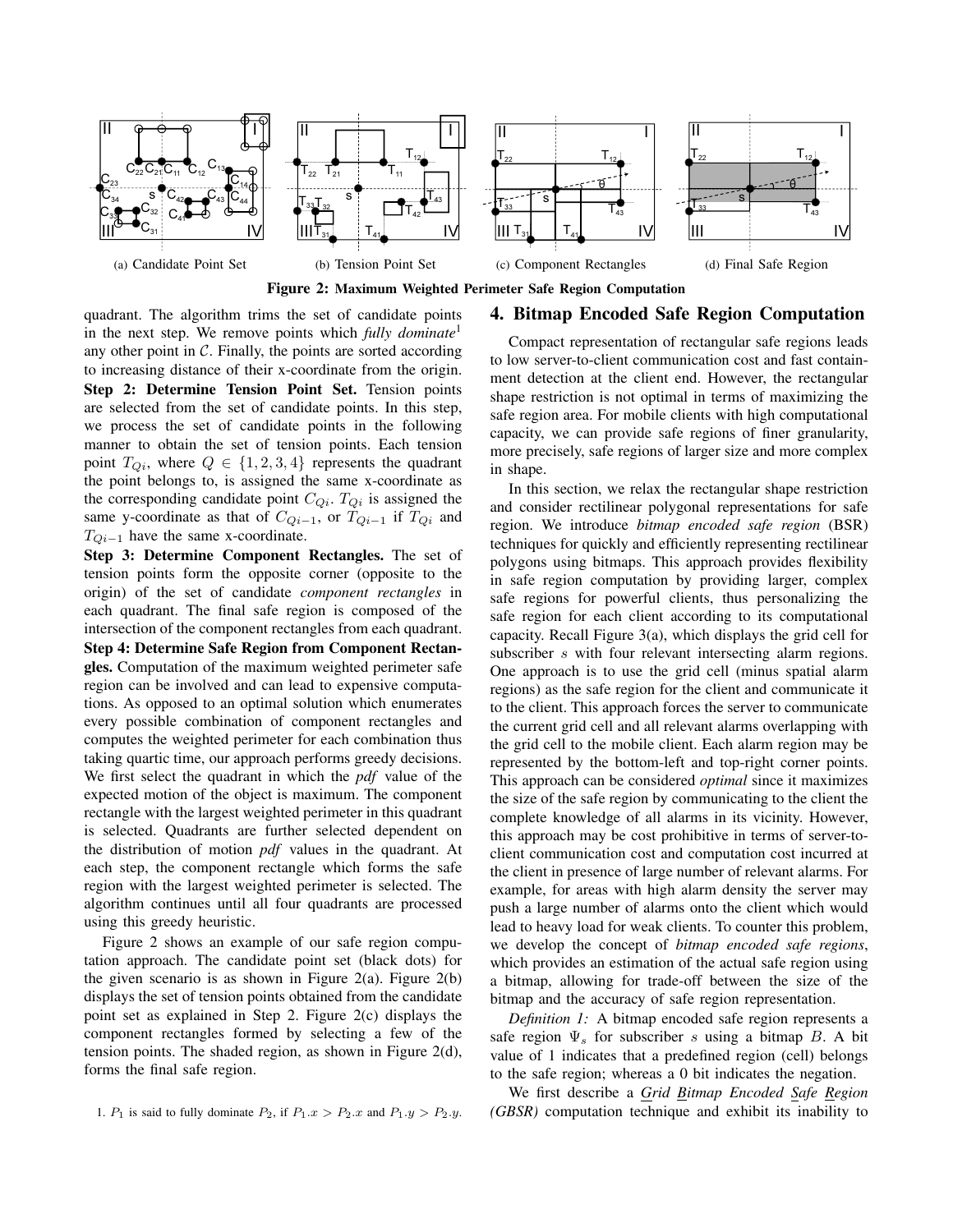II I II I II I II I

$C_{22}$ $C_{21}$ $C_{11}$ $C_{12}$ $C_{13}$ $C_{14}$ $C_{23}$ $C_{34}$ s $C_{42}$ $C_{43}$ $C_{44}$ $C_{32}$ $C_{33}$ $C_{31}$ $C_{41}$ III IV

$T_{22}$ $T_{21}$ $T_{11}$ $T_{12}$ $T_{43}$ $T_{33}$ $T_{32}$ s $T_{42}$ $T_{31}$ $T_{41}$ III IV

$T_{22}$ $T_{12}$ θ s $T_{33}$ $T_{43}$ $T_{31}$ $T_{41}$ III IV

$T_{22}$ $T_{12}$ θ s $T_{33}$ $T_{43}$ III IV

(a) Candidate Point Set (b) Tension Point Set (c) Component Rectangles (d) Final Safe Region

**Figure 2: Maximum Weighted Perimeter Safe Region Computation**

quadrant. The algorithm trims the set of candidate points in the next step. We remove points which *fully dominate*[1] any other point in $\mathcal{C}$. Finally, the points are sorted according to increasing distance of their x-coordinate from the origin.

**Step 2: Determine Tension Point Set.** Tension points are selected from the set of candidate points. In this step, we process the set of candidate points in the following manner to obtain the set of tension points. Each tension point $T_{Qi}$, where $Q \in \{1, 2, 3, 4\}$ represents the quadrant the point belongs to, is assigned the same x-coordinate as the corresponding candidate point $C_{Qi}$. $T_{Qi}$ is assigned the same y-coordinate as that of $C_{Qi-1}$, or $T_{Qi-1}$ if $T_{Qi}$ and $T_{Qi-1}$ have the same x-coordinate.

**Step 3: Determine Component Rectangles.** The set of tension points form the opposite corner (opposite to the origin) of the set of candidate *component rectangles* in each quadrant. The final safe region is composed of the intersection of the component rectangles from each quadrant.

**Step 4: Determine Safe Region from Component Rectangles.** Computation of the maximum weighted perimeter safe region can be involved and can lead to expensive computations. As opposed to an optimal solution which enumerates every possible combination of component rectangles and computes the weighted perimeter for each combination thus taking quartic time, our approach performs greedy decisions. We first select the quadrant in which the *pdf* value of the expected motion of the object is maximum. The component rectangle with the largest weighted perimeter in this quadrant is selected. Quadrants are further selected dependent on the distribution of motion *pdf* values in the quadrant. At each step, the component rectangle which forms the safe region with the largest weighted perimeter is selected. The algorithm continues until all four quadrants are processed using this greedy heuristic.

Figure 2 shows an example of our safe region computation approach. The candidate point set (black dots) for the given scenario is as shown in Figure 2(a). Figure 2(b) displays the set of tension points obtained from the candidate point set as explained in Step 2. Figure 2(c) displays the component rectangles formed by selecting a few of the tension points. The shaded region, as shown in Figure 2(d), forms the final safe region.

1. $P_1$ is said to fully dominate $P_2$, if $P_1.x > P_2.x$ and $P_1.y > P_2.y$.

## 4. Bitmap Encoded Safe Region Computation

Compact representation of rectangular safe regions leads to low server-to-client communication cost and fast containment detection at the client end. However, the rectangular shape restriction is not optimal in terms of maximizing the safe region area. For mobile clients with high computational capacity, we can provide safe regions of finer granularity, more precisely, safe regions of larger size and more complex in shape.

In this section, we relax the rectangular shape restriction and consider rectilinear polygonal representations for safe region. We introduce *bitmap encoded safe region* (BSR) techniques for quickly and efficiently representing rectilinear polygons using bitmaps. This approach provides flexibility in safe region computation by providing larger, complex safe regions for powerful clients, thus personalizing the safe region for each client according to its computational capacity. Recall Figure 3(a), which displays the grid cell for subscriber $s$ with four relevant intersecting alarm regions. One approach is to use the grid cell (minus spatial alarm regions) as the safe region for the client and communicate it to the client. This approach forces the server to communicate the current grid cell and all relevant alarms overlapping with the grid cell to the mobile client. Each alarm region may be represented by the bottom-left and top-right corner points. This approach can be considered *optimal* since it maximizes the size of the safe region by communicating to the client the complete knowledge of all alarms in its vicinity. However, this approach may be cost prohibitive in terms of server-to-client communication cost and computation cost incurred at the client in presence of large number of relevant alarms. For example, for areas with high alarm density the server may push a large number of alarms onto the client which would lead to heavy load for weak clients. To counter this problem, we develop the concept of *bitmap encoded safe regions*, which provides an estimation of the actual safe region using a bitmap, allowing for trade-off between the size of the bitmap and the accuracy of safe region representation.

*Definition 1:* A bitmap encoded safe region represents a safe region $\Psi_s$ for subscriber $s$ using a bitmap $B$. A bit value of 1 indicates that a predefined region (cell) belongs to the safe region; whereas a 0 bit indicates the negation.

We first describe a *Grid Bitmap Encoded Safe Region (GBSR)* computation technique and exhibit its inability to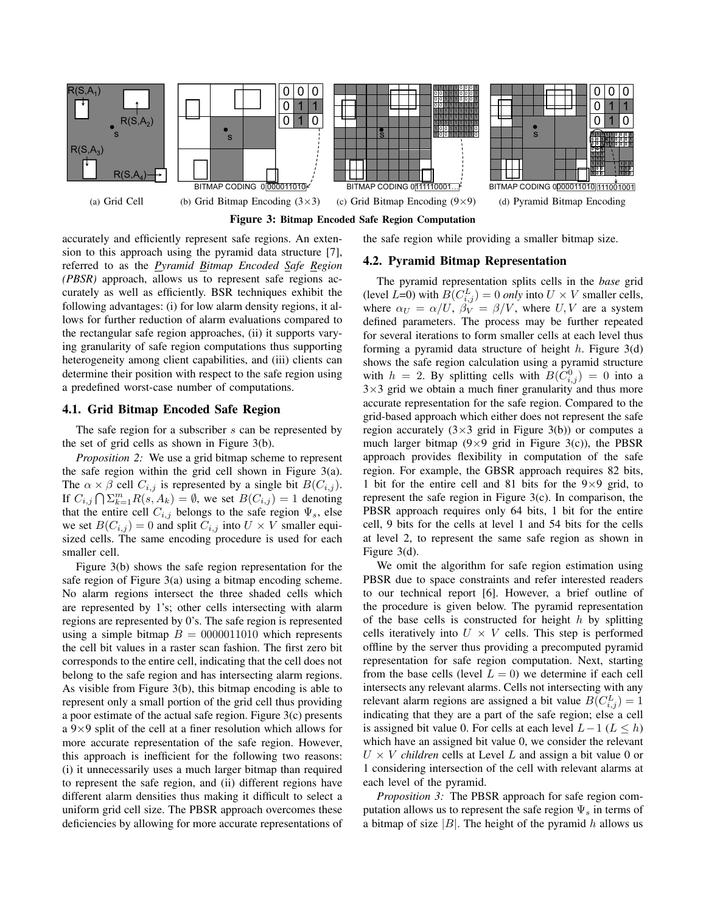(a) Grid Cell (b) Grid Bitmap Encoding (3×3) (c) Grid Bitmap Encoding (9×9) (d) Pyramid Bitmap Encoding

**Figure 3: Bitmap Encoded Safe Region Computation**

accurately and efficiently represent safe regions. An extension to this approach using the pyramid data structure [7], referred to as the ***P**yramid **B**itmap Encoded **S**afe **R**egion (PBSR)* approach, allows us to represent safe regions accurately as well as efficiently. BSR techniques exhibit the following advantages: (i) for low alarm density regions, it allows for further reduction of alarm evaluations compared to the rectangular safe region approaches, (ii) it supports varying granularity of safe region computations thus supporting heterogeneity among client capabilities, and (iii) clients can determine their position with respect to the safe region using a predefined worst-case number of computations.

### 4.1. Grid Bitmap Encoded Safe Region

The safe region for a subscriber $s$ can be represented by the set of grid cells as shown in Figure 3(b).

*Proposition 2:* We use a grid bitmap scheme to represent the safe region within the grid cell shown in Figure 3(a). The $\alpha \times \beta$ cell $C_{i,j}$ is represented by a single bit $B(C_{i,j})$. If $C_{i,j} \bigcap \Sigma_{k=1}^{m} R(s, A_k) = \emptyset$, we set $B(C_{i,j}) = 1$ denoting that the entire cell $C_{i,j}$ belongs to the safe region $\Psi_s$, else we set $B(C_{i,j}) = 0$ and split $C_{i,j}$ into $U \times V$ smaller equi-sized cells. The same encoding procedure is used for each smaller cell.

Figure 3(b) shows the safe region representation for the safe region of Figure 3(a) using a bitmap encoding scheme. No alarm regions intersect the three shaded cells which are represented by 1's; other cells intersecting with alarm regions are represented by 0's. The safe region is represented using a simple bitmap $B = 0000011010$ which represents the cell bit values in a raster scan fashion. The first zero bit corresponds to the entire cell, indicating that the cell does not belong to the safe region and has intersecting alarm regions. As visible from Figure 3(b), this bitmap encoding is able to represent only a small portion of the grid cell thus providing a poor estimate of the actual safe region. Figure 3(c) presents a 9×9 split of the cell at a finer resolution which allows for more accurate representation of the safe region. However, this approach is inefficient for the following two reasons: (i) it unnecessarily uses a much larger bitmap than required to represent the safe region, and (ii) different regions have different alarm densities thus making it difficult to select a uniform grid cell size. The PBSR approach overcomes these deficiencies by allowing for more accurate representations of the safe region while providing a smaller bitmap size.

### 4.2. Pyramid Bitmap Representation

The pyramid representation splits cells in the *base* grid (level $L$=0) with $B(C^{L}_{i,j}) = 0$ *only* into $U \times V$ smaller cells, where $\alpha_U = \alpha/U$, $\beta_V = \beta/V$, where $U, V$ are a system defined parameters. The process may be further repeated for several iterations to form smaller cells at each level thus forming a pyramid data structure of height $h$. Figure 3(d) shows the safe region calculation using a pyramid structure with $h = 2$. By splitting cells with $B(C^{0}_{i,j}) = 0$ into a 3×3 grid we obtain a much finer granularity and thus more accurate representation for the safe region. Compared to the grid-based approach which either does not represent the safe region accurately (3×3 grid in Figure 3(b)) or computes a much larger bitmap (9×9 grid in Figure 3(c)), the PBSR approach provides flexibility in computation of the safe region. For example, the GBSR approach requires 82 bits, 1 bit for the entire cell and 81 bits for the 9×9 grid, to represent the safe region in Figure 3(c). In comparison, the PBSR approach requires only 64 bits, 1 bit for the entire cell, 9 bits for the cells at level 1 and 54 bits for the cells at level 2, to represent the same safe region as shown in Figure 3(d).

We omit the algorithm for safe region estimation using PBSR due to space constraints and refer interested readers to our technical report [6]. However, a brief outline of the procedure is given below. The pyramid representation of the base cells is constructed for height $h$ by splitting cells iteratively into $U \times V$ cells. This step is performed offline by the server thus providing a precomputed pyramid representation for safe region computation. Next, starting from the base cells (level $L = 0$) we determine if each cell intersects any relevant alarms. Cells not intersecting with any relevant alarm regions are assigned a bit value $B(C^{L}_{i,j}) = 1$ indicating that they are a part of the safe region; else a cell is assigned bit value 0. For cells at each level $L-1$ ($L \leq h$) which have an assigned bit value 0, we consider the relevant $U \times V$ *children* cells at Level $L$ and assign a bit value 0 or 1 considering intersection of the cell with relevant alarms at each level of the pyramid.

*Proposition 3:* The PBSR approach for safe region computation allows us to represent the safe region $\Psi_s$ in terms of a bitmap of size $|B|$. The height of the pyramid $h$ allows us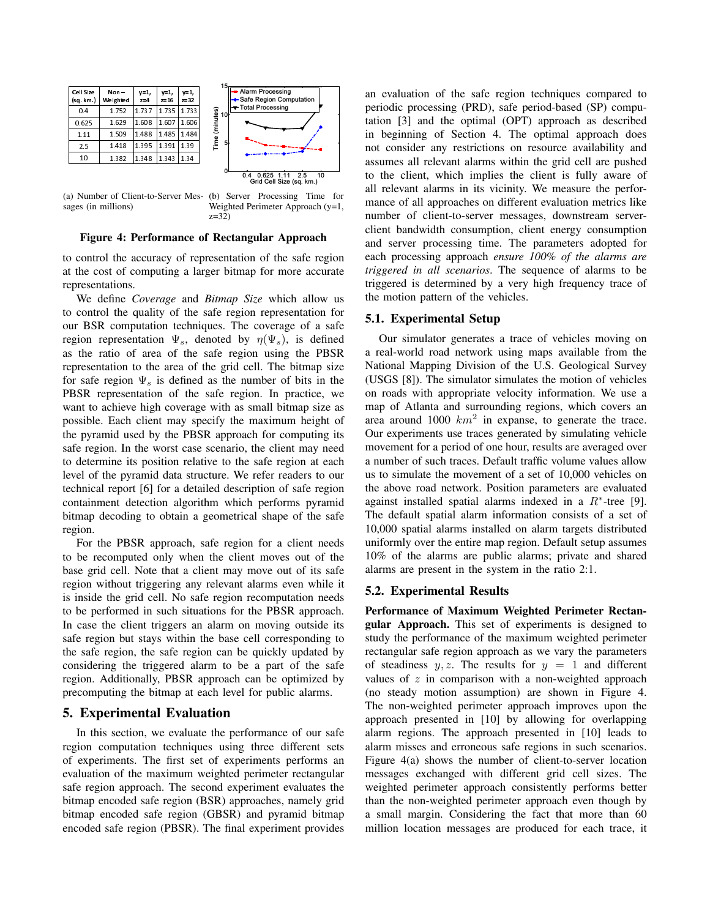| Cell Size (sq. km.) | Non – Weighted | y=1, z=4 | y=1, z=16 | y=1, z=32 |
|---|---|---|---|---|
| 0.4 | 1.752 | 1.737 | 1.735 | 1.733 |
| 0.625 | 1.629 | 1.608 | 1.607 | 1.606 |
| 1.11 | 1.509 | 1.488 | 1.485 | 1.484 |
| 2.5 | 1.418 | 1.395 | 1.391 | 1.39 |
| 10 | 1.382 | 1.348 | 1.343 | 1.34 |

(a) Number of Client-to-Server Messages (in millions)

Alarm Processing
Safe Region Computation
Total Processing
Time (minutes)
15
10
5
0
0.4 0.625 1.11 2.5 10
Grid Cell Size (sq. km.)

(b) Server Processing Time for Weighted Perimeter Approach (y=1, z=32)

**Figure 4: Performance of Rectangular Approach**

to control the accuracy of representation of the safe region at the cost of computing a larger bitmap for more accurate representations.

We define *Coverage* and *Bitmap Size* which allow us to control the quality of the safe region representation for our BSR computation techniques. The coverage of a safe region representation $\Psi_s$, denoted by $\eta(\Psi_s)$, is defined as the ratio of area of the safe region using the PBSR representation to the area of the grid cell. The bitmap size for safe region $\Psi_s$ is defined as the number of bits in the PBSR representation of the safe region. In practice, we want to achieve high coverage with as small bitmap size as possible. Each client may specify the maximum height of the pyramid used by the PBSR approach for computing its safe region. In the worst case scenario, the client may need to determine its position relative to the safe region at each level of the pyramid data structure. We refer readers to our technical report [6] for a detailed description of safe region containment detection algorithm which performs pyramid bitmap decoding to obtain a geometrical shape of the safe region.

For the PBSR approach, safe region for a client needs to be recomputed only when the client moves out of the base grid cell. Note that a client may move out of its safe region without triggering any relevant alarms even while it is inside the grid cell. No safe region recomputation needs to be performed in such situations for the PBSR approach. In case the client triggers an alarm on moving outside its safe region but stays within the base cell corresponding to the safe region, the safe region can be quickly updated by considering the triggered alarm to be a part of the safe region. Additionally, PBSR approach can be optimized by precomputing the bitmap at each level for public alarms.

## 5. Experimental Evaluation

In this section, we evaluate the performance of our safe region computation techniques using three different sets of experiments. The first set of experiments performs an evaluation of the maximum weighted perimeter rectangular safe region approach. The second experiment evaluates the bitmap encoded safe region (BSR) approaches, namely grid bitmap encoded safe region (GBSR) and pyramid bitmap encoded safe region (PBSR). The final experiment provides an evaluation of the safe region techniques compared to periodic processing (PRD), safe period-based (SP) computation [3] and the optimal (OPT) approach as described in beginning of Section 4. The optimal approach does not consider any restrictions on resource availability and assumes all relevant alarms within the grid cell are pushed to the client, which implies the client is fully aware of all relevant alarms in its vicinity. We measure the performance of all approaches on different evaluation metrics like number of client-to-server messages, downstream server-client bandwidth consumption, client energy consumption and server processing time. The parameters adopted for each processing approach *ensure 100% of the alarms are triggered in all scenarios*. The sequence of alarms to be triggered is determined by a very high frequency trace of the motion pattern of the vehicles.

### 5.1. Experimental Setup

Our simulator generates a trace of vehicles moving on a real-world road network using maps available from the National Mapping Division of the U.S. Geological Survey (USGS [8]). The simulator simulates the motion of vehicles on roads with appropriate velocity information. We use a map of Atlanta and surrounding regions, which covers an area around 1000 $km^2$ in expanse, to generate the trace. Our experiments use traces generated by simulating vehicle movement for a period of one hour, results are averaged over a number of such traces. Default traffic volume values allow us to simulate the movement of a set of 10,000 vehicles on the above road network. Position parameters are evaluated against installed spatial alarms indexed in a $R^*$-tree [9]. The default spatial alarm information consists of a set of 10,000 spatial alarms installed on alarm targets distributed uniformly over the entire map region. Default setup assumes 10% of the alarms are public alarms; private and shared alarms are present in the system in the ratio 2:1.

### 5.2. Experimental Results

**Performance of Maximum Weighted Perimeter Rectangular Approach.** This set of experiments is designed to study the performance of the maximum weighted perimeter rectangular safe region approach as we vary the parameters of steadiness $y, z$. The results for $y = 1$ and different values of $z$ in comparison with a non-weighted approach (no steady motion assumption) are shown in Figure 4. The non-weighted perimeter approach improves upon the approach presented in [10] by allowing for overlapping alarm regions. The approach presented in [10] leads to alarm misses and erroneous safe regions in such scenarios. Figure 4(a) shows the number of client-to-server location messages exchanged with different grid cell sizes. The weighted perimeter approach consistently performs better than the non-weighted perimeter approach even though by a small margin. Considering the fact that more than 60 million location messages are produced for each trace, it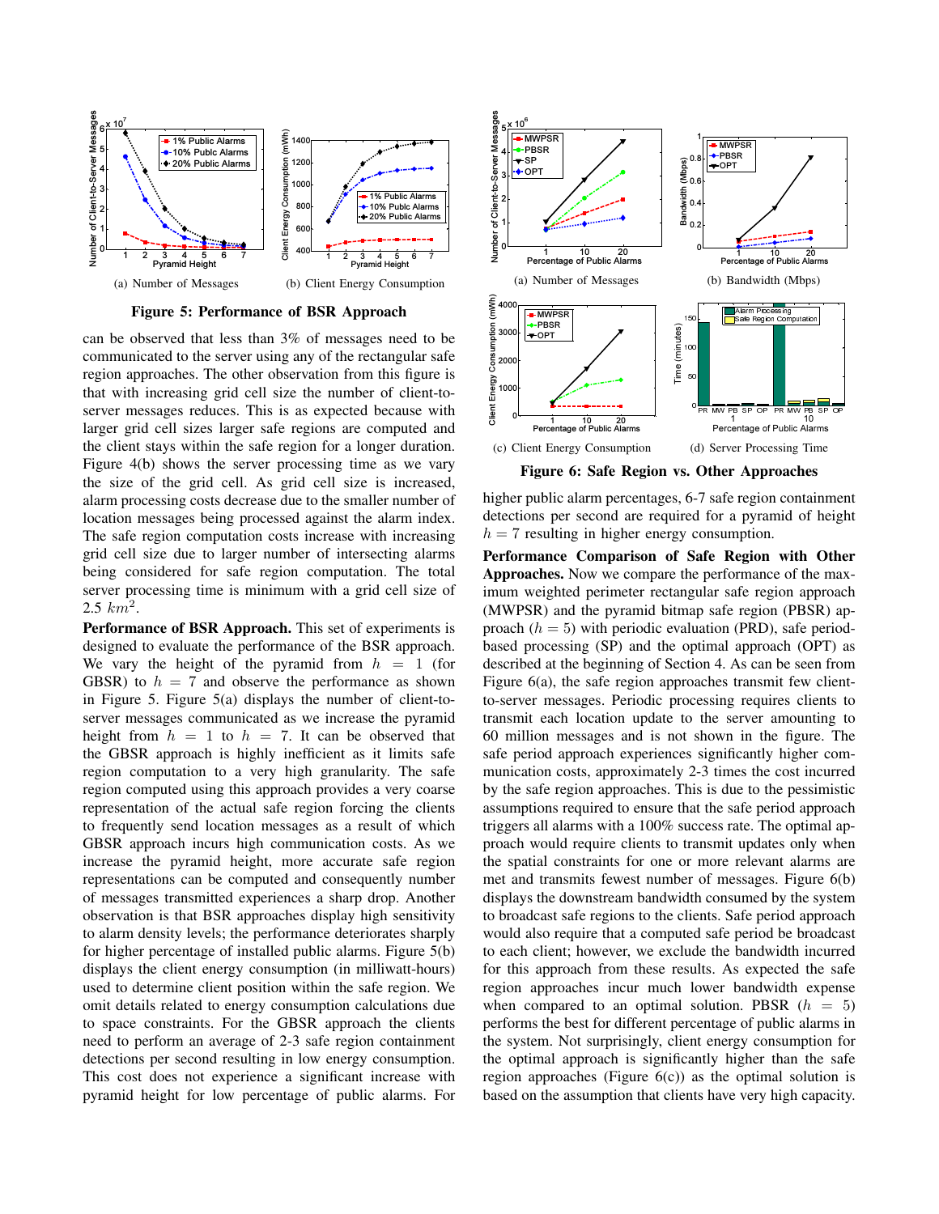(a) Number of Messages

(b) Client Energy Consumption

**Figure 5: Performance of BSR Approach**

can be observed that less than 3% of messages need to be communicated to the server using any of the rectangular safe region approaches. The other observation from this figure is that with increasing grid cell size the number of client-to-server messages reduces. This is as expected because with larger grid cell sizes larger safe regions are computed and the client stays within the safe region for a longer duration. Figure 4(b) shows the server processing time as we vary the size of the grid cell. As grid cell size is increased, alarm processing costs decrease due to the smaller number of location messages being processed against the alarm index. The safe region computation costs increase with increasing grid cell size due to larger number of intersecting alarms being considered for safe region computation. The total server processing time is minimum with a grid cell size of 2.5 $km^2$.

**Performance of BSR Approach.** This set of experiments is designed to evaluate the performance of the BSR approach. We vary the height of the pyramid from $h = 1$ (for GBSR) to $h = 7$ and observe the performance as shown in Figure 5. Figure 5(a) displays the number of client-to-server messages communicated as we increase the pyramid height from $h = 1$ to $h = 7$. It can be observed that the GBSR approach is highly inefficient as it limits safe region computation to a very high granularity. The safe region computed using this approach provides a very coarse representation of the actual safe region forcing the clients to frequently send location messages as a result of which GBSR approach incurs high communication costs. As we increase the pyramid height, more accurate safe region representations can be computed and consequently number of messages transmitted experiences a sharp drop. Another observation is that BSR approaches display high sensitivity to alarm density levels; the performance deteriorates sharply for higher percentage of installed public alarms. Figure 5(b) displays the client energy consumption (in milliwatt-hours) used to determine client position within the safe region. We omit details related to energy consumption calculations due to space constraints. For the GBSR approach the clients need to perform an average of 2-3 safe region containment detections per second resulting in low energy consumption. This cost does not experience a significant increase with pyramid height for low percentage of public alarms. For higher public alarm percentages, 6-7 safe region containment detections per second are required for a pyramid of height $h = 7$ resulting in higher energy consumption.

(a) Number of Messages

(b) Bandwidth (Mbps)

(c) Client Energy Consumption

(d) Server Processing Time

**Figure 6: Safe Region vs. Other Approaches**

**Performance Comparison of Safe Region with Other Approaches.** Now we compare the performance of the maximum weighted perimeter rectangular safe region approach (MWPSR) and the pyramid bitmap safe region (PBSR) approach ($h = 5$) with periodic evaluation (PRD), safe period-based processing (SP) and the optimal approach (OPT) as described at the beginning of Section 4. As can be seen from Figure 6(a), the safe region approaches transmit few client-to-server messages. Periodic processing requires clients to transmit each location update to the server amounting to 60 million messages and is not shown in the figure. The safe period approach experiences significantly higher communication costs, approximately 2-3 times the cost incurred by the safe region approaches. This is due to the pessimistic assumptions required to ensure that the safe period approach triggers all alarms with a 100% success rate. The optimal approach would require clients to transmit updates only when the spatial constraints for one or more relevant alarms are met and transmits fewest number of messages. Figure 6(b) displays the downstream bandwidth consumed by the system to broadcast safe regions to the clients. Safe period approach would also require that a computed safe period be broadcast to each client; however, we exclude the bandwidth incurred for this approach from these results. As expected the safe region approaches incur much lower bandwidth expense when compared to an optimal solution. PBSR ($h = 5$) performs the best for different percentage of public alarms in the system. Not surprisingly, client energy consumption for the optimal approach is significantly higher than the safe region approaches (Figure 6(c)) as the optimal solution is based on the assumption that clients have very high capacity.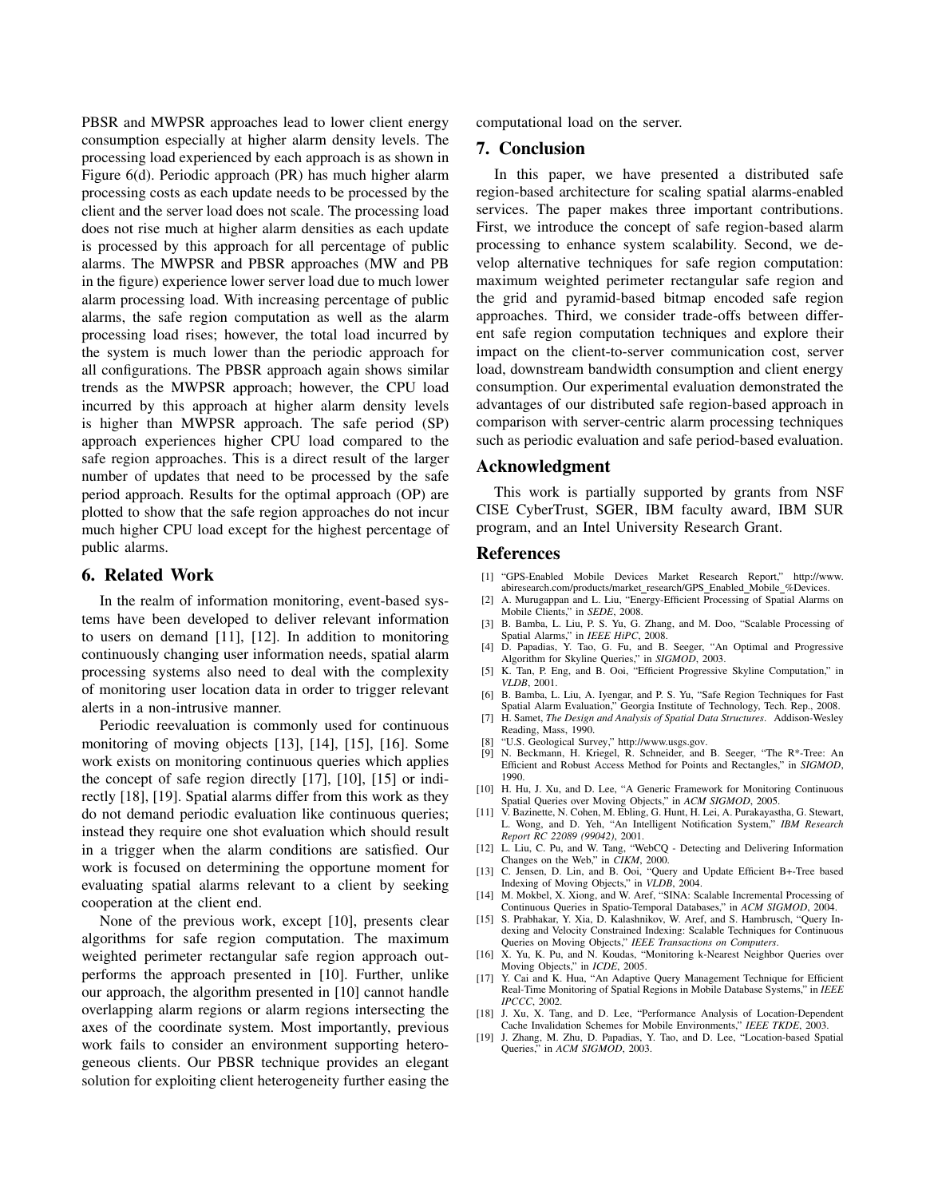PBSR and MWPSR approaches lead to lower client energy consumption especially at higher alarm density levels. The processing load experienced by each approach is as shown in Figure 6(d). Periodic approach (PR) has much higher alarm processing costs as each update needs to be processed by the client and the server load does not scale. The processing load does not rise much at higher alarm densities as each update is processed by this approach for all percentage of public alarms. The MWPSR and PBSR approaches (MW and PB in the figure) experience lower server load due to much lower alarm processing load. With increasing percentage of public alarms, the safe region computation as well as the alarm processing load rises; however, the total load incurred by the system is much lower than the periodic approach for all configurations. The PBSR approach again shows similar trends as the MWPSR approach; however, the CPU load incurred by this approach at higher alarm density levels is higher than MWPSR approach. The safe period (SP) approach experiences higher CPU load compared to the safe region approaches. This is a direct result of the larger number of updates that need to be processed by the safe period approach. Results for the optimal approach (OP) are plotted to show that the safe region approaches do not incur much higher CPU load except for the highest percentage of public alarms.

## 6. Related Work

In the realm of information monitoring, event-based systems have been developed to deliver relevant information to users on demand [11], [12]. In addition to monitoring continuously changing user information needs, spatial alarm processing systems also need to deal with the complexity of monitoring user location data in order to trigger relevant alerts in a non-intrusive manner.

Periodic reevaluation is commonly used for continuous monitoring of moving objects [13], [14], [15], [16]. Some work exists on monitoring continuous queries which applies the concept of safe region directly [17], [10], [15] or indirectly [18], [19]. Spatial alarms differ from this work as they do not demand periodic evaluation like continuous queries; instead they require one shot evaluation which should result in a trigger when the alarm conditions are satisfied. Our work is focused on determining the opportune moment for evaluating spatial alarms relevant to a client by seeking cooperation at the client end.

None of the previous work, except [10], presents clear algorithms for safe region computation. The maximum weighted perimeter rectangular safe region approach outperforms the approach presented in [10]. Further, unlike our approach, the algorithm presented in [10] cannot handle overlapping alarm regions or alarm regions intersecting the axes of the coordinate system. Most importantly, previous work fails to consider an environment supporting heterogeneous clients. Our PBSR technique provides an elegant solution for exploiting client heterogeneity further easing the computational load on the server.

## 7. Conclusion

In this paper, we have presented a distributed safe region-based architecture for scaling spatial alarms-enabled services. The paper makes three important contributions. First, we introduce the concept of safe region-based alarm processing to enhance system scalability. Second, we develop alternative techniques for safe region computation: maximum weighted perimeter rectangular safe region and the grid and pyramid-based bitmap encoded safe region approaches. Third, we consider trade-offs between different safe region computation techniques and explore their impact on the client-to-server communication cost, server load, downstream bandwidth consumption and client energy consumption. Our experimental evaluation demonstrated the advantages of our distributed safe region-based approach in comparison with server-centric alarm processing techniques such as periodic evaluation and safe period-based evaluation.

## Acknowledgment

This work is partially supported by grants from NSF CISE CyberTrust, SGER, IBM faculty award, IBM SUR program, and an Intel University Research Grant.

## References

[1] "GPS-Enabled Mobile Devices Market Research Report," http://www.abiresearch.com/products/market_research/GPS_Enabled_Mobile_%Devices.

[2] A. Murugappan and L. Liu, "Energy-Efficient Processing of Spatial Alarms on Mobile Clients," in *SEDE*, 2008.

[3] B. Bamba, L. Liu, P. S. Yu, G. Zhang, and M. Doo, "Scalable Processing of Spatial Alarms," in *IEEE HiPC*, 2008.

[4] D. Papadias, Y. Tao, G. Fu, and B. Seeger, "An Optimal and Progressive Algorithm for Skyline Queries," in *SIGMOD*, 2003.

[5] K. Tan, P. Eng, and B. Ooi, "Efficient Progressive Skyline Computation," in *VLDB*, 2001.

[6] B. Bamba, L. Liu, A. Iyengar, and P. S. Yu, "Safe Region Techniques for Fast Spatial Alarm Evaluation," Georgia Institute of Technology, Tech. Rep., 2008.

[7] H. Samet, *The Design and Analysis of Spatial Data Structures*. Addison-Wesley Reading, Mass, 1990.

[8] "U.S. Geological Survey," http://www.usgs.gov.

[9] N. Beckmann, H. Kriegel, R. Schneider, and B. Seeger, "The R*-Tree: An Efficient and Robust Access Method for Points and Rectangles," in *SIGMOD*, 1990.

[10] H. Hu, J. Xu, and D. Lee, "A Generic Framework for Monitoring Continuous Spatial Queries over Moving Objects," in *ACM SIGMOD*, 2005.

[11] V. Bazinette, N. Cohen, M. Ebling, G. Hunt, H. Lei, A. Purakayastha, G. Stewart, L. Wong, and D. Yeh, "An Intelligent Notification System," *IBM Research Report RC 22089 (99042)*, 2001.

[12] L. Liu, C. Pu, and W. Tang, "WebCQ - Detecting and Delivering Information Changes on the Web," in *CIKM*, 2000.

[13] C. Jensen, D. Lin, and B. Ooi, "Query and Update Efficient B+-Tree based Indexing of Moving Objects," in *VLDB*, 2004.

[14] M. Mokbel, X. Xiong, and W. Aref, "SINA: Scalable Incremental Processing of Continuous Queries in Spatio-Temporal Databases," in *ACM SIGMOD*, 2004.

[15] S. Prabhakar, Y. Xia, D. Kalashnikov, W. Aref, and S. Hambrusch, "Query Indexing and Velocity Constrained Indexing: Scalable Techniques for Continuous Queries on Moving Objects," *IEEE Transactions on Computers*.

[16] X. Yu, K. Pu, and N. Koudas, "Monitoring k-Nearest Neighbor Queries over Moving Objects," in *ICDE*, 2005.

[17] Y. Cai and K. Hua, "An Adaptive Query Management Technique for Efficient Real-Time Monitoring of Spatial Regions in Mobile Database Systems," in *IEEE IPCCC*, 2002.

[18] J. Xu, X. Tang, and D. Lee, "Performance Analysis of Location-Dependent Cache Invalidation Schemes for Mobile Environments," *IEEE TKDE*, 2003.

[19] J. Zhang, M. Zhu, D. Papadias, Y. Tao, and D. Lee, "Location-based Spatial Queries," in *ACM SIGMOD*, 2003.